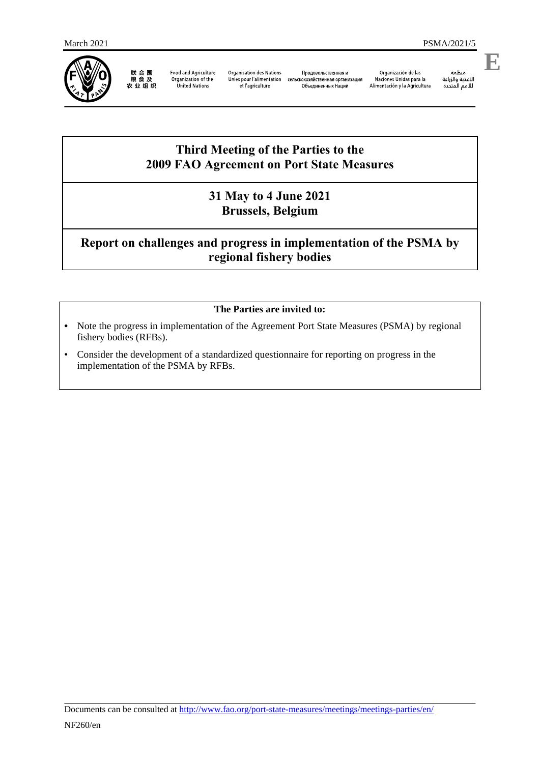March 2021 PSMA/2021/5

联合国粮食及农业组织 | Food and Agriculture Organization of the United Nations | Organisation des Nations Unies pour l'alimentation et l'agriculture | Продовольственная и сельскохозяйственная организация Объединенных Наций | Organización de las Naciones Unidas para la Alimentación y la Agricultura | منظمة الأغذية والزراعة للأمم المتحدة

E

# Third Meeting of the Parties to the 2009 FAO Agreement on Port State Measures

## 31 May to 4 June 2021
## Brussels, Belgium

## Report on challenges and progress in implementation of the PSMA by regional fishery bodies

**The Parties are invited to:**

- Note the progress in implementation of the Agreement Port State Measures (PSMA) by regional fishery bodies (RFBs).
- Consider the development of a standardized questionnaire for reporting on progress in the implementation of the PSMA by RFBs.

Documents can be consulted at http://www.fao.org/port-state-measures/meetings/meetings-parties/en/

NF260/en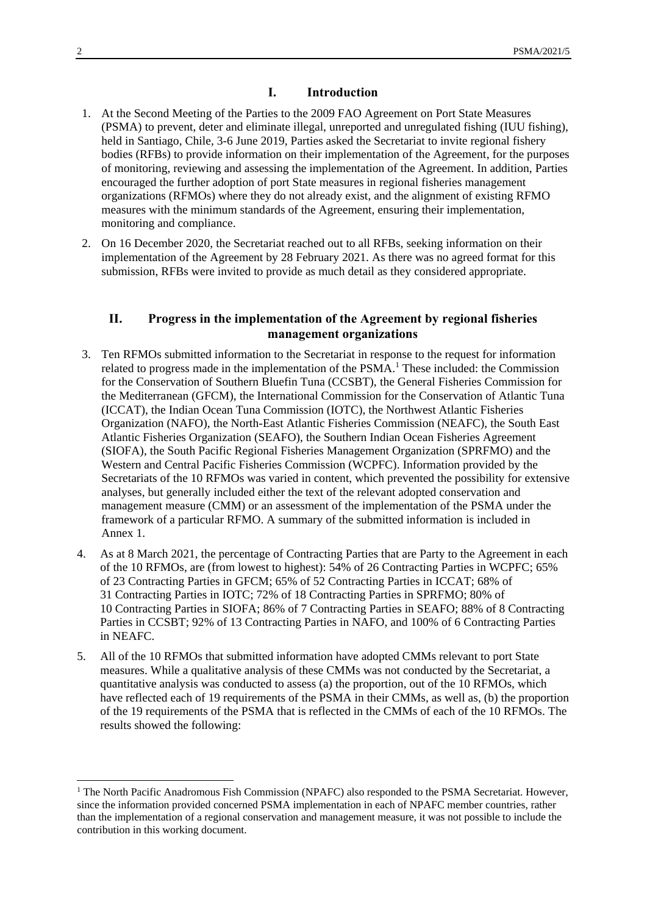## I. Introduction

1. At the Second Meeting of the Parties to the 2009 FAO Agreement on Port State Measures (PSMA) to prevent, deter and eliminate illegal, unreported and unregulated fishing (IUU fishing), held in Santiago, Chile, 3-6 June 2019, Parties asked the Secretariat to invite regional fishery bodies (RFBs) to provide information on their implementation of the Agreement, for the purposes of monitoring, reviewing and assessing the implementation of the Agreement. In addition, Parties encouraged the further adoption of port State measures in regional fisheries management organizations (RFMOs) where they do not already exist, and the alignment of existing RFMO measures with the minimum standards of the Agreement, ensuring their implementation, monitoring and compliance.

2. On 16 December 2020, the Secretariat reached out to all RFBs, seeking information on their implementation of the Agreement by 28 February 2021. As there was no agreed format for this submission, RFBs were invited to provide as much detail as they considered appropriate.

## II. Progress in the implementation of the Agreement by regional fisheries management organizations

3. Ten RFMOs submitted information to the Secretariat in response to the request for information related to progress made in the implementation of the PSMA.[1] These included: the Commission for the Conservation of Southern Bluefin Tuna (CCSBT), the General Fisheries Commission for the Mediterranean (GFCM), the International Commission for the Conservation of Atlantic Tuna (ICCAT), the Indian Ocean Tuna Commission (IOTC), the Northwest Atlantic Fisheries Organization (NAFO), the North-East Atlantic Fisheries Commission (NEAFC), the South East Atlantic Fisheries Organization (SEAFO), the Southern Indian Ocean Fisheries Agreement (SIOFA), the South Pacific Regional Fisheries Management Organization (SPRFMO) and the Western and Central Pacific Fisheries Commission (WCPFC). Information provided by the Secretariats of the 10 RFMOs was varied in content, which prevented the possibility for extensive analyses, but generally included either the text of the relevant adopted conservation and management measure (CMM) or an assessment of the implementation of the PSMA under the framework of a particular RFMO. A summary of the submitted information is included in Annex 1.

4. As at 8 March 2021, the percentage of Contracting Parties that are Party to the Agreement in each of the 10 RFMOs, are (from lowest to highest): 54% of 26 Contracting Parties in WCPFC; 65% of 23 Contracting Parties in GFCM; 65% of 52 Contracting Parties in ICCAT; 68% of 31 Contracting Parties in IOTC; 72% of 18 Contracting Parties in SPRFMO; 80% of 10 Contracting Parties in SIOFA; 86% of 7 Contracting Parties in SEAFO; 88% of 8 Contracting Parties in CCSBT; 92% of 13 Contracting Parties in NAFO, and 100% of 6 Contracting Parties in NEAFC.

5. All of the 10 RFMOs that submitted information have adopted CMMs relevant to port State measures. While a qualitative analysis of these CMMs was not conducted by the Secretariat, a quantitative analysis was conducted to assess (a) the proportion, out of the 10 RFMOs, which have reflected each of 19 requirements of the PSMA in their CMMs, as well as, (b) the proportion of the 19 requirements of the PSMA that is reflected in the CMMs of each of the 10 RFMOs. The results showed the following:

---

[1] The North Pacific Anadromous Fish Commission (NPAFC) also responded to the PSMA Secretariat. However, since the information provided concerned PSMA implementation in each of NPAFC member countries, rather than the implementation of a regional conservation and management measure, it was not possible to include the contribution in this working document.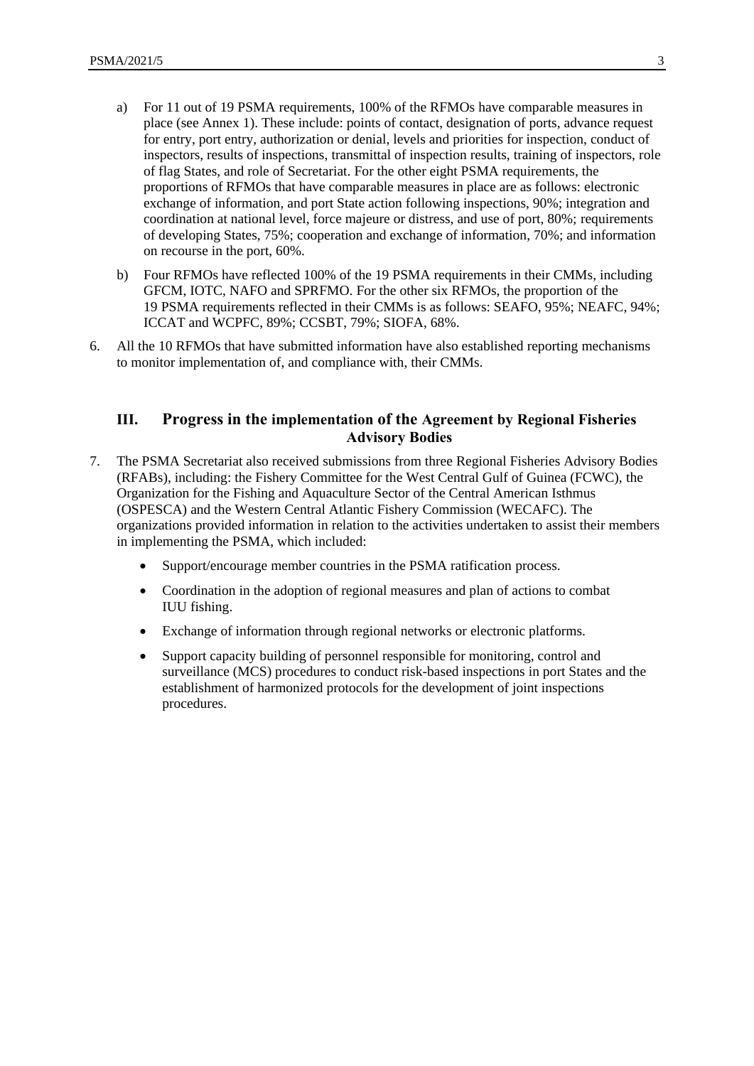a) For 11 out of 19 PSMA requirements, 100% of the RFMOs have comparable measures in place (see Annex 1). These include: points of contact, designation of ports, advance request for entry, port entry, authorization or denial, levels and priorities for inspection, conduct of inspectors, results of inspections, transmittal of inspection results, training of inspectors, role of flag States, and role of Secretariat. For the other eight PSMA requirements, the proportions of RFMOs that have comparable measures in place are as follows: electronic exchange of information, and port State action following inspections, 90%; integration and coordination at national level, force majeure or distress, and use of port, 80%; requirements of developing States, 75%; cooperation and exchange of information, 70%; and information on recourse in the port, 60%.

b) Four RFMOs have reflected 100% of the 19 PSMA requirements in their CMMs, including GFCM, IOTC, NAFO and SPRFMO. For the other six RFMOs, the proportion of the 19 PSMA requirements reflected in their CMMs is as follows: SEAFO, 95%; NEAFC, 94%; ICCAT and WCPFC, 89%; CCSBT, 79%; SIOFA, 68%.

6. All the 10 RFMOs that have submitted information have also established reporting mechanisms to monitor implementation of, and compliance with, their CMMs.

## III. Progress in the implementation of the Agreement by Regional Fisheries Advisory Bodies

7. The PSMA Secretariat also received submissions from three Regional Fisheries Advisory Bodies (RFABs), including: the Fishery Committee for the West Central Gulf of Guinea (FCWC), the Organization for the Fishing and Aquaculture Sector of the Central American Isthmus (OSPESCA) and the Western Central Atlantic Fishery Commission (WECAFC). The organizations provided information in relation to the activities undertaken to assist their members in implementing the PSMA, which included:

- Support/encourage member countries in the PSMA ratification process.
- Coordination in the adoption of regional measures and plan of actions to combat IUU fishing.
- Exchange of information through regional networks or electronic platforms.
- Support capacity building of personnel responsible for monitoring, control and surveillance (MCS) procedures to conduct risk-based inspections in port States and the establishment of harmonized protocols for the development of joint inspections procedures.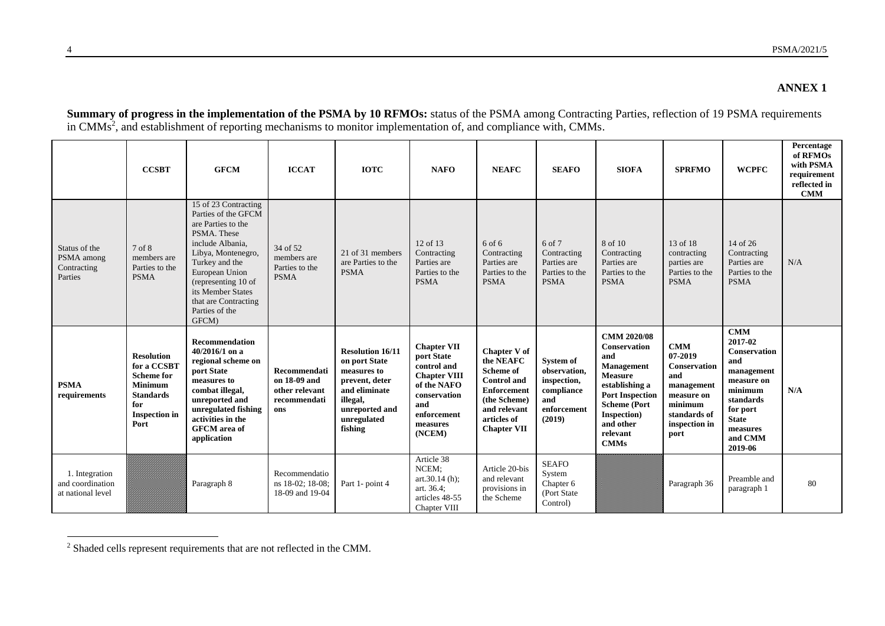## ANNEX 1

**Summary of progress in the implementation of the PSMA by 10 RFMOs:** status of the PSMA among Contracting Parties, reflection of 19 PSMA requirements in CMMs[2], and establishment of reporting mechanisms to monitor implementation of, and compliance with, CMMs.

| | **CCSBT** | **GFCM** | **ICCAT** | **IOTC** | **NAFO** | **NEAFC** | **SEAFO** | **SIOFA** | **SPRFMO** | **WCPFC** | **Percentage of RFMOs with PSMA requirement reflected in CMM** |
|---|---|---|---|---|---|---|---|---|---|---|---|
| Status of the PSMA among Contracting Parties | 7 of 8 members are Parties to the PSMA | 15 of 23 Contracting Parties of the GFCM are Parties to the PSMA. These include Albania, Libya, Montenegro, Turkey and the European Union (representing 10 of its Member States that are Contracting Parties of the GFCM) | 34 of 52 members are Parties to the PSMA | 21 of 31 members are Parties to the PSMA | 12 of 13 Contracting Parties are Parties to the PSMA | 6 of 6 Contracting Parties are Parties to the PSMA | 6 of 7 Contracting Parties are Parties to the PSMA | 8 of 10 Contracting Parties are Parties to the PSMA | 13 of 18 contracting parties are Parties to the PSMA | 14 of 26 Contracting Parties are Parties to the PSMA | N/A |
| **PSMA requirements** | **Resolution for a CCSBT Scheme for Minimum Standards for Inspection in Port** | **Recommendation 40/2016/1 on a regional scheme on port State measures to combat illegal, unreported and unregulated fishing activities in the GFCM area of application** | **Recommendations 18-09 and other relevant recommendations** | **Resolution 16/11 on port State measures to prevent, deter and eliminate illegal, unreported and unregulated fishing** | **Chapter VII port State control and Chapter VIII of the NAFO conservation and enforcement measures (NCEM)** | **Chapter V of the NEAFC Scheme of Control and Enforcement (the Scheme) and relevant articles of Chapter VII** | **System of observation, inspection, compliance and enforcement (2019)** | **CMM 2020/08 Conservation and Management Measure establishing a Port Inspection Scheme (Port Inspection) and other relevant CMMs** | **CMM 07-2019 Conservation and management measure on minimum standards of inspection in port** | **CMM 2017-02 Conservation and management measure on minimum standards for port State measures and CMM 2019-06** | **N/A** |
| 1. Integration and coordination at national level | | Paragraph 8 | Recommendations 18-02; 18-08; 18-09 and 19-04 | Part 1- point 4 | Article 38 NCEM; art.30.14 (h); art. 36.4; articles 48-55 Chapter VIII | Article 20-bis and relevant provisions in the Scheme | SEAFO System Chapter 6 (Port State Control) | | Paragraph 36 | Preamble and paragraph 1 | 80 |

[2] Shaded cells represent requirements that are not reflected in the CMM.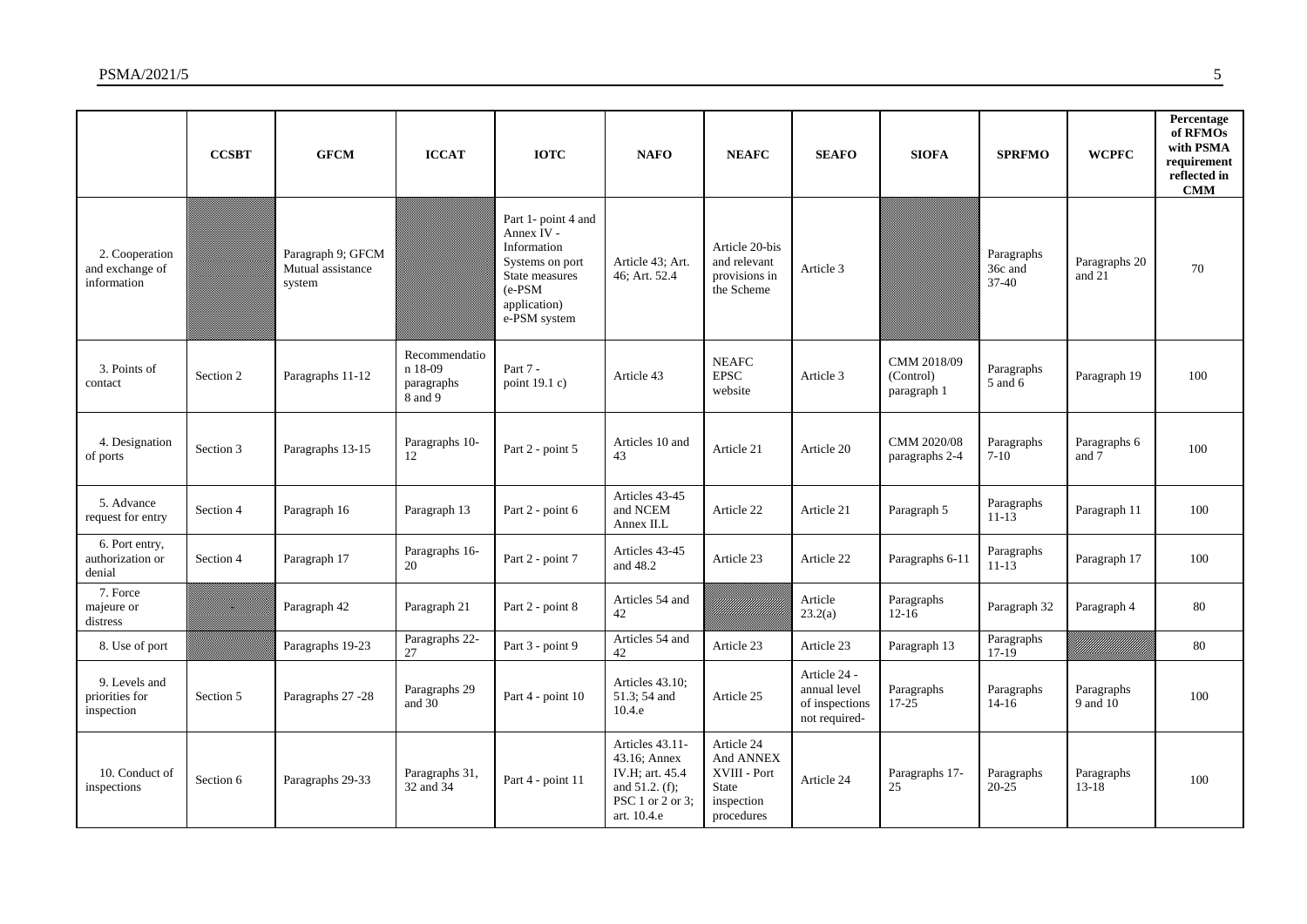|  | CCSBT | GFCM | ICCAT | IOTC | NAFO | NEAFC | SEAFO | SIOFA | SPRFMO | WCPFC | Percentage of RFMOs with PSMA requirement reflected in CMM |
|---|---|---|---|---|---|---|---|---|---|---|---|
| 2. Cooperation and exchange of information |  | Paragraph 9; GFCM Mutual assistance system |  | Part 1- point 4 and Annex IV - Information Systems on port State measures (e-PSM application) e-PSM system | Article 43; Art. 46; Art. 52.4 | Article 20-bis and relevant provisions in the Scheme | Article 3 |  | Paragraphs 36c and 37-40 | Paragraphs 20 and 21 | 70 |
| 3. Points of contact | Section 2 | Paragraphs 11-12 | Recommendation 18-09 paragraphs 8 and 9 | Part 7 - point 19.1 c) | Article 43 | NEAFC EPSC website | Article 3 | CMM 2018/09 (Control) paragraph 1 | Paragraphs 5 and 6 | Paragraph 19 | 100 |
| 4. Designation of ports | Section 3 | Paragraphs 13-15 | Paragraphs 10-12 | Part 2 - point 5 | Articles 10 and 43 | Article 21 | Article 20 | CMM 2020/08 paragraphs 2-4 | Paragraphs 7-10 | Paragraphs 6 and 7 | 100 |
| 5. Advance request for entry | Section 4 | Paragraph 16 | Paragraph 13 | Part 2 - point 6 | Articles 43-45 and NCEM Annex II.L | Article 22 | Article 21 | Paragraph 5 | Paragraphs 11-13 | Paragraph 11 | 100 |
| 6. Port entry, authorization or denial | Section 4 | Paragraph 17 | Paragraphs 16-20 | Part 2 - point 7 | Articles 43-45 and 48.2 | Article 23 | Article 22 | Paragraphs 6-11 | Paragraphs 11-13 | Paragraph 17 | 100 |
| 7. Force majeure or distress |  | Paragraph 42 | Paragraph 21 | Part 2 - point 8 | Articles 54 and 42 |  | Article 23.2(a) | Paragraphs 12-16 | Paragraph 32 | Paragraph 4 | 80 |
| 8. Use of port |  | Paragraphs 19-23 | Paragraphs 22-27 | Part 3 - point 9 | Articles 54 and 42 | Article 23 | Article 23 | Paragraph 13 | Paragraphs 17-19 |  | 80 |
| 9. Levels and priorities for inspection | Section 5 | Paragraphs 27 -28 | Paragraphs 29 and 30 | Part 4 - point 10 | Articles 43.10; 51.3; 54 and 10.4.e | Article 25 | Article 24 - annual level of inspections not required- | Paragraphs 17-25 | Paragraphs 14-16 | Paragraphs 9 and 10 | 100 |
| 10. Conduct of inspections | Section 6 | Paragraphs 29-33 | Paragraphs 31, 32 and 34 | Part 4 - point 11 | Articles 43.11-43.16; Annex IV.H; art. 45.4 and 51.2. (f); PSC 1 or 2 or 3; art. 10.4.e | Article 24 And ANNEX XVIII - Port State inspection procedures | Article 24 | Paragraphs 17-25 | Paragraphs 20-25 | Paragraphs 13-18 | 100 |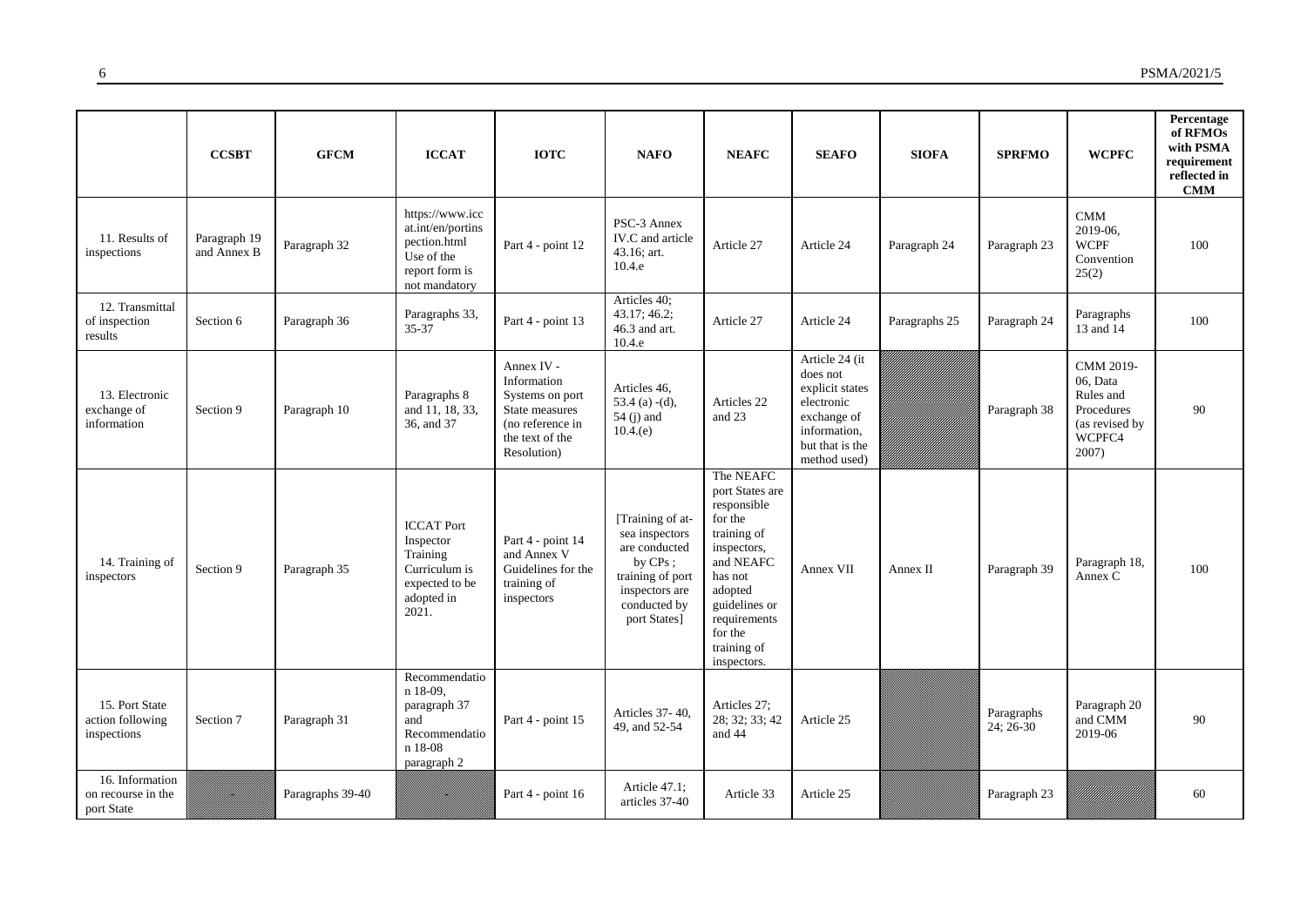| | CCSBT | GFCM | ICCAT | IOTC | NAFO | NEAFC | SEAFO | SIOFA | SPRFMO | WCPFC | Percentage of RFMOs with PSMA requirement reflected in CMM |
|---|---|---|---|---|---|---|---|---|---|---|---|
| 11. Results of inspections | Paragraph 19 and Annex B | Paragraph 32 | https://www.iccat.int/en/portinspection.html Use of the report form is not mandatory | Part 4 - point 12 | PSC-3 Annex IV.C and article 43.16; art. 10.4.e | Article 27 | Article 24 | Paragraph 24 | Paragraph 23 | CMM 2019-06, WCPF Convention 25(2) | 100 |
| 12. Transmittal of inspection results | Section 6 | Paragraph 36 | Paragraphs 33, 35-37 | Part 4 - point 13 | Articles 40; 43.17; 46.2; 46.3 and art. 10.4.e | Article 27 | Article 24 | Paragraphs 25 | Paragraph 24 | Paragraphs 13 and 14 | 100 |
| 13. Electronic exchange of information | Section 9 | Paragraph 10 | Paragraphs 8 and 11, 18, 33, 36, and 37 | Annex IV - Information Systems on port State measures (no reference in the text of the Resolution) | Articles 46, 53.4 (a) -(d), 54 (j) and 10.4.(e) | Articles 22 and 23 | Article 24 (it does not explicit states electronic exchange of information, but that is the method used) | | Paragraph 38 | CMM 2019-06, Data Rules and Procedures (as revised by WCPFC4 2007) | 90 |
| 14. Training of inspectors | Section 9 | Paragraph 35 | ICCAT Port Inspector Training Curriculum is expected to be adopted in 2021. | Part 4 - point 14 and Annex V Guidelines for the training of inspectors | [Training of at-sea inspectors are conducted by CPs ; training of port inspectors are conducted by port States] | The NEAFC port States are responsible for the training of inspectors, and NEAFC has not adopted guidelines or requirements for the training of inspectors. | Annex VII | Annex II | Paragraph 39 | Paragraph 18, Annex C | 100 |
| 15. Port State action following inspections | Section 7 | Paragraph 31 | Recommendation 18-09, paragraph 37 and Recommendation 18-08 paragraph 2 | Part 4 - point 15 | Articles 37- 40, 49, and 52-54 | Articles 27; 28; 32; 33; 42 and 44 | Article 25 | | Paragraphs 24; 26-30 | Paragraph 20 and CMM 2019-06 | 90 |
| 16. Information on recourse in the port State | | Paragraphs 39-40 | | Part 4 - point 16 | Article 47.1; articles 37-40 | Article 33 | Article 25 | | Paragraph 23 | | 60 |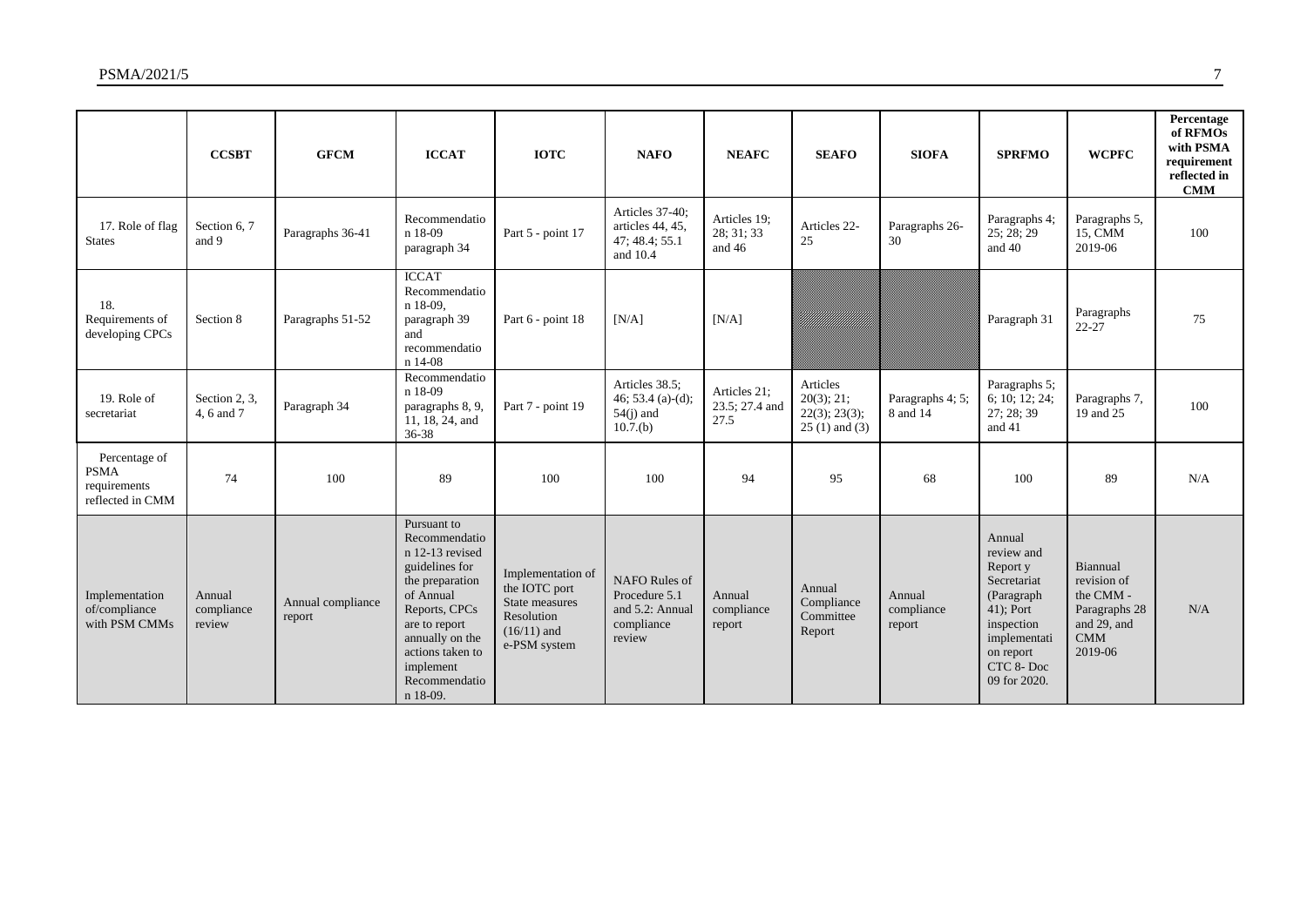| | CCSBT | GFCM | ICCAT | IOTC | NAFO | NEAFC | SEAFO | SIOFA | SPRFMO | WCPFC | Percentage of RFMOs with PSMA requirement reflected in CMM |
|---|---|---|---|---|---|---|---|---|---|---|---|
| 17. Role of flag States | Section 6, 7 and 9 | Paragraphs 36-41 | Recommendation 18-09 paragraph 34 | Part 5 - point 17 | Articles 37-40; articles 44, 45, 47; 48.4; 55.1 and 10.4 | Articles 19; 28; 31; 33 and 46 | Articles 22-25 | Paragraphs 26-30 | Paragraphs 4; 25; 28; 29 and 40 | Paragraphs 5, 15, CMM 2019-06 | 100 |
| 18. Requirements of developing CPCs | Section 8 | Paragraphs 51-52 | ICCAT Recommendation 18-09, paragraph 39 and recommendation 14-08 | Part 6 - point 18 | [N/A] | [N/A] | | | Paragraph 31 | Paragraphs 22-27 | 75 |
| 19. Role of secretariat | Section 2, 3, 4, 6 and 7 | Paragraph 34 | Recommendation 18-09 paragraphs 8, 9, 11, 18, 24, and 36-38 | Part 7 - point 19 | Articles 38.5; 46; 53.4 (a)-(d); 54(j) and 10.7.(b) | Articles 21; 23.5; 27.4 and 27.5 | Articles 20(3); 21; 22(3); 23(3); 25 (1) and (3) | Paragraphs 4; 5; 8 and 14 | Paragraphs 5; 6; 10; 12; 24; 27; 28; 39 and 41 | Paragraphs 7, 19 and 25 | 100 |
| Percentage of PSMA requirements reflected in CMM | 74 | 100 | 89 | 100 | 100 | 94 | 95 | 68 | 100 | 89 | N/A |
| Implementation of/compliance with PSM CMMs | Annual compliance review | Annual compliance report | Pursuant to Recommendation 12-13 revised guidelines for the preparation of Annual Reports, CPCs are to report annually on the actions taken to implement Recommendation 18-09. | Implementation of the IOTC port State measures Resolution (16/11) and e-PSM system | NAFO Rules of Procedure 5.1 and 5.2: Annual compliance review | Annual compliance report | Annual Compliance Committee Report | Annual compliance report | Annual review and Report y Secretariat (Paragraph 41); Port inspection implementation report CTC 8- Doc 09 for 2020. | Biannual revision of the CMM - Paragraphs 28 and 29, and CMM 2019-06 | N/A |